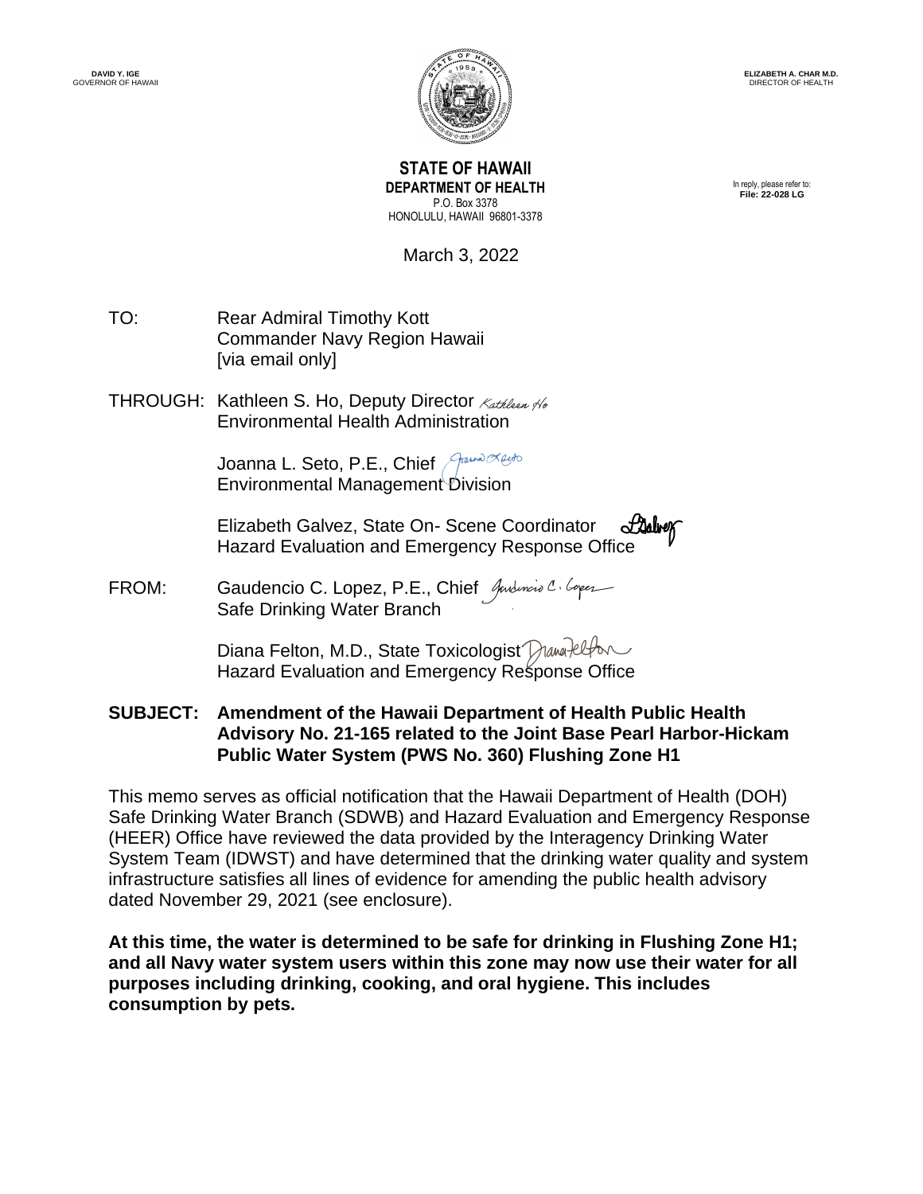DAVID Y. IGE
GOVERNOR OF HAWAII

ELIZABETH A. CHAR M.D.
DIRECTOR OF HEALTH

**STATE OF HAWAII**
**DEPARTMENT OF HEALTH**
P.O. Box 3378
HONOLULU, HAWAII 96801-3378

In reply, please refer to:
**File: 22-028 LG**

March 3, 2022

TO: Rear Admiral Timothy Kott
Commander Navy Region Hawaii
[via email only]

THROUGH: Kathleen S. Ho, Deputy Director
Environmental Health Administration

Joanna L. Seto, P.E., Chief
Environmental Management Division

Elizabeth Galvez, State On- Scene Coordinator
Hazard Evaluation and Emergency Response Office

FROM: Gaudencio C. Lopez, P.E., Chief
Safe Drinking Water Branch

Diana Felton, M.D., State Toxicologist
Hazard Evaluation and Emergency Response Office

**SUBJECT: Amendment of the Hawaii Department of Health Public Health Advisory No. 21-165 related to the Joint Base Pearl Harbor-Hickam Public Water System (PWS No. 360) Flushing Zone H1**

This memo serves as official notification that the Hawaii Department of Health (DOH) Safe Drinking Water Branch (SDWB) and Hazard Evaluation and Emergency Response (HEER) Office have reviewed the data provided by the Interagency Drinking Water System Team (IDWST) and have determined that the drinking water quality and system infrastructure satisfies all lines of evidence for amending the public health advisory dated November 29, 2021 (see enclosure).

**At this time, the water is determined to be safe for drinking in Flushing Zone H1; and all Navy water system users within this zone may now use their water for all purposes including drinking, cooking, and oral hygiene. This includes consumption by pets.**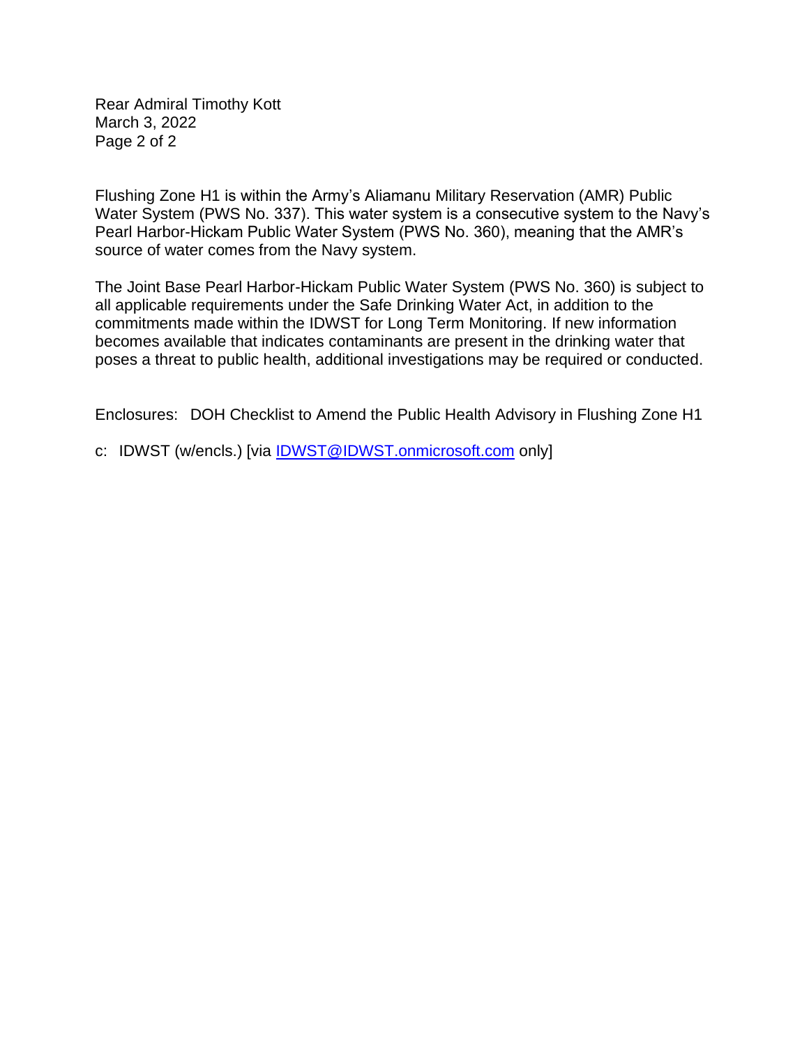Flushing Zone H1 is within the Army's Aliamanu Military Reservation (AMR) Public Water System (PWS No. 337). This water system is a consecutive system to the Navy's Pearl Harbor-Hickam Public Water System (PWS No. 360), meaning that the AMR's source of water comes from the Navy system.

The Joint Base Pearl Harbor-Hickam Public Water System (PWS No. 360) is subject to all applicable requirements under the Safe Drinking Water Act, in addition to the commitments made within the IDWST for Long Term Monitoring. If new information becomes available that indicates contaminants are present in the drinking water that poses a threat to public health, additional investigations may be required or conducted.

Enclosures: DOH Checklist to Amend the Public Health Advisory in Flushing Zone H1

c: IDWST (w/encls.) [via IDWST@IDWST.onmicrosoft.com only]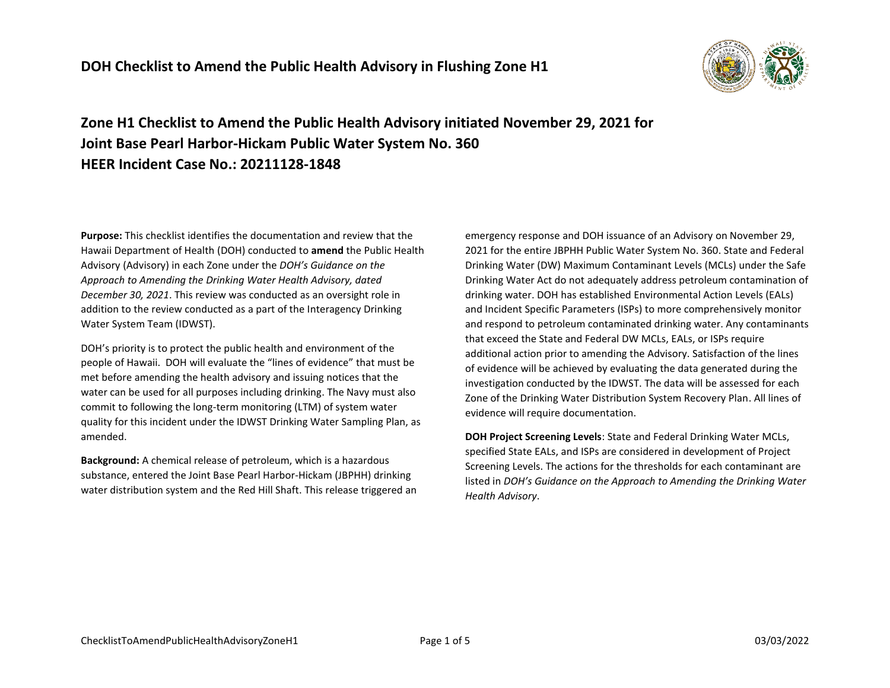# DOH Checklist to Amend the Public Health Advisory in Flushing Zone H1

## Zone H1 Checklist to Amend the Public Health Advisory initiated November 29, 2021 for Joint Base Pearl Harbor-Hickam Public Water System No. 360 HEER Incident Case No.: 20211128-1848

**Purpose:** This checklist identifies the documentation and review that the Hawaii Department of Health (DOH) conducted to **amend** the Public Health Advisory (Advisory) in each Zone under the *DOH's Guidance on the Approach to Amending the Drinking Water Health Advisory, dated December 30, 2021*. This review was conducted as an oversight role in addition to the review conducted as a part of the Interagency Drinking Water System Team (IDWST).

DOH's priority is to protect the public health and environment of the people of Hawaii. DOH will evaluate the "lines of evidence" that must be met before amending the health advisory and issuing notices that the water can be used for all purposes including drinking. The Navy must also commit to following the long-term monitoring (LTM) of system water quality for this incident under the IDWST Drinking Water Sampling Plan, as amended.

**Background:** A chemical release of petroleum, which is a hazardous substance, entered the Joint Base Pearl Harbor-Hickam (JBPHH) drinking water distribution system and the Red Hill Shaft. This release triggered an emergency response and DOH issuance of an Advisory on November 29, 2021 for the entire JBPHH Public Water System No. 360. State and Federal Drinking Water (DW) Maximum Contaminant Levels (MCLs) under the Safe Drinking Water Act do not adequately address petroleum contamination of drinking water. DOH has established Environmental Action Levels (EALs) and Incident Specific Parameters (ISPs) to more comprehensively monitor and respond to petroleum contaminated drinking water. Any contaminants that exceed the State and Federal DW MCLs, EALs, or ISPs require additional action prior to amending the Advisory. Satisfaction of the lines of evidence will be achieved by evaluating the data generated during the investigation conducted by the IDWST. The data will be assessed for each Zone of the Drinking Water Distribution System Recovery Plan. All lines of evidence will require documentation.

**DOH Project Screening Levels**: State and Federal Drinking Water MCLs, specified State EALs, and ISPs are considered in development of Project Screening Levels. The actions for the thresholds for each contaminant are listed in *DOH's Guidance on the Approach to Amending the Drinking Water Health Advisory*.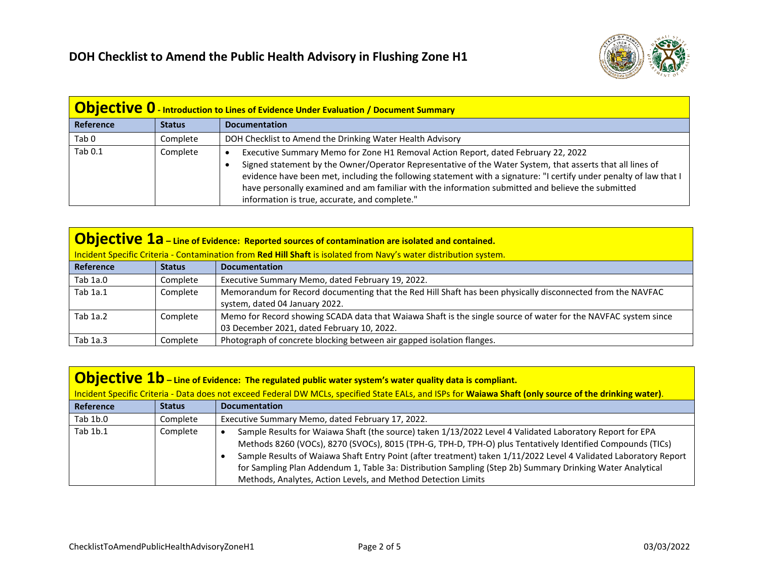# DOH Checklist to Amend the Public Health Advisory in Flushing Zone H1

## Objective 0 - Introduction to Lines of Evidence Under Evaluation / Document Summary

| Reference | Status | Documentation |
|---|---|---|
| Tab 0 | Complete | DOH Checklist to Amend the Drinking Water Health Advisory |
| Tab 0.1 | Complete | • Executive Summary Memo for Zone H1 Removal Action Report, dated February 22, 2022<br>• Signed statement by the Owner/Operator Representative of the Water System, that asserts that all lines of evidence have been met, including the following statement with a signature: "I certify under penalty of law that I have personally examined and am familiar with the information submitted and believe the submitted information is true, accurate, and complete." |

## Objective 1a – Line of Evidence: Reported sources of contamination are isolated and contained.

Incident Specific Criteria - Contamination from **Red Hill Shaft** is isolated from Navy's water distribution system.

| Reference | Status | Documentation |
|---|---|---|
| Tab 1a.0 | Complete | Executive Summary Memo, dated February 19, 2022. |
| Tab 1a.1 | Complete | Memorandum for Record documenting that the Red Hill Shaft has been physically disconnected from the NAVFAC system, dated 04 January 2022. |
| Tab 1a.2 | Complete | Memo for Record showing SCADA data that Waiawa Shaft is the single source of water for the NAVFAC system since 03 December 2021, dated February 10, 2022. |
| Tab 1a.3 | Complete | Photograph of concrete blocking between air gapped isolation flanges. |

## Objective 1b – Line of Evidence: The regulated public water system's water quality data is compliant.

Incident Specific Criteria - Data does not exceed Federal DW MCLs, specified State EALs, and ISPs for **Waiawa Shaft (only source of the drinking water)**.

| Reference | Status | Documentation |
|---|---|---|
| Tab 1b.0 | Complete | Executive Summary Memo, dated February 17, 2022. |
| Tab 1b.1 | Complete | • Sample Results for Waiawa Shaft (the source) taken 1/13/2022 Level 4 Validated Laboratory Report for EPA Methods 8260 (VOCs), 8270 (SVOCs), 8015 (TPH-G, TPH-D, TPH-O) plus Tentatively Identified Compounds (TICs)<br>• Sample Results of Waiawa Shaft Entry Point (after treatment) taken 1/11/2022 Level 4 Validated Laboratory Report for Sampling Plan Addendum 1, Table 3a: Distribution Sampling (Step 2b) Summary Drinking Water Analytical Methods, Analytes, Action Levels, and Method Detection Limits |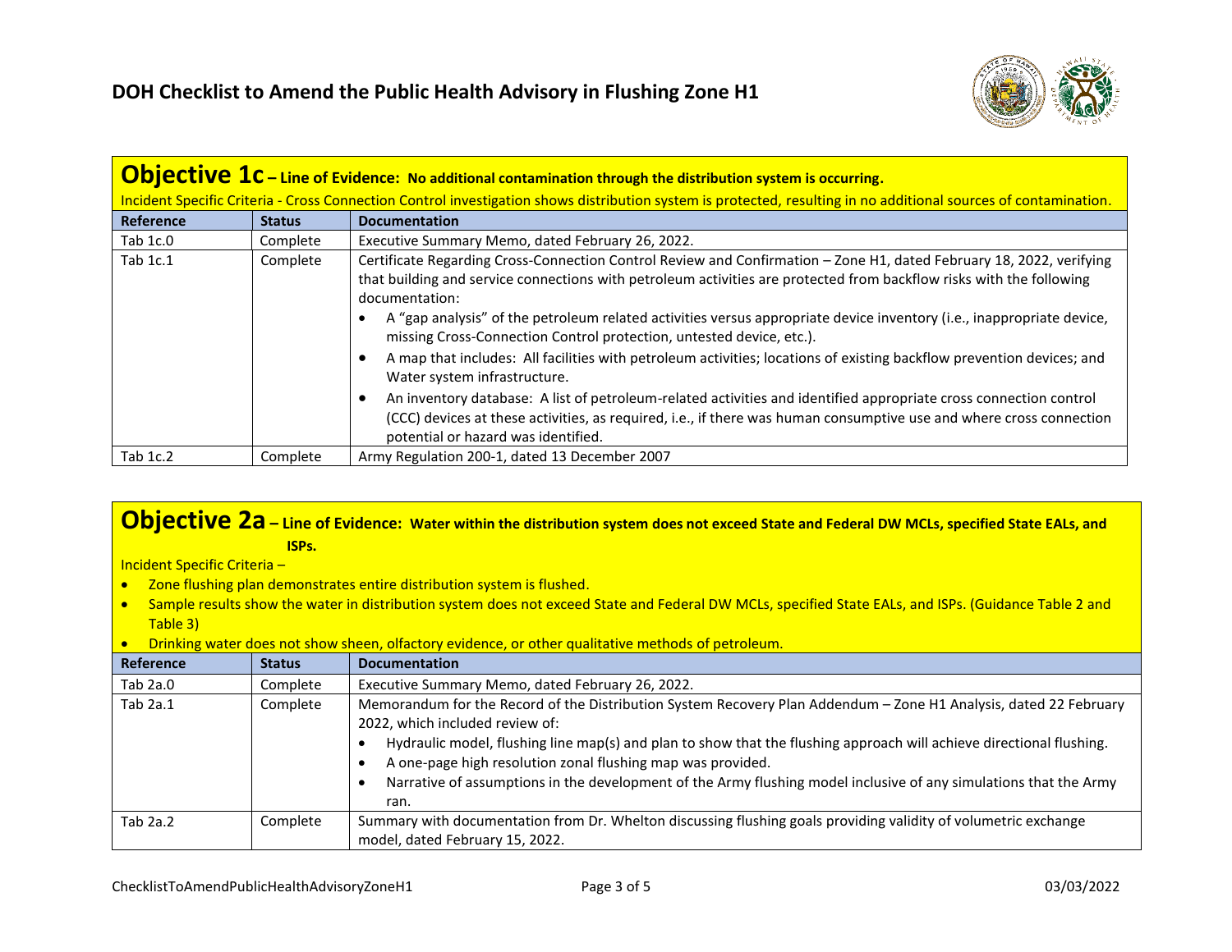# DOH Checklist to Amend the Public Health Advisory in Flushing Zone H1

| **Objective 1c – Line of Evidence: No additional contamination through the distribution system is occurring.** Incident Specific Criteria - Cross Connection Control investigation shows distribution system is protected, resulting in no additional sources of contamination. | | |
|---|---|---|
| **Reference** | **Status** | **Documentation** |
| Tab 1c.0 | Complete | Executive Summary Memo, dated February 26, 2022. |
| Tab 1c.1 | Complete | Certificate Regarding Cross-Connection Control Review and Confirmation – Zone H1, dated February 18, 2022, verifying that building and service connections with petroleum activities are protected from backflow risks with the following documentation: <br>• A "gap analysis" of the petroleum related activities versus appropriate device inventory (i.e., inappropriate device, missing Cross-Connection Control protection, untested device, etc.). <br>• A map that includes: All facilities with petroleum activities; locations of existing backflow prevention devices; and Water system infrastructure. <br>• An inventory database: A list of petroleum-related activities and identified appropriate cross connection control (CCC) devices at these activities, as required, i.e., if there was human consumptive use and where cross connection potential or hazard was identified. |
| Tab 1c.2 | Complete | Army Regulation 200-1, dated 13 December 2007 |

| **Objective 2a – Line of Evidence: Water within the distribution system does not exceed State and Federal DW MCLs, specified State EALs, and ISPs.** Incident Specific Criteria – <br>• Zone flushing plan demonstrates entire distribution system is flushed. <br>• Sample results show the water in distribution system does not exceed State and Federal DW MCLs, specified State EALs, and ISPs. (Guidance Table 2 and Table 3) <br>• Drinking water does not show sheen, olfactory evidence, or other qualitative methods of petroleum. | | |
|---|---|---|
| **Reference** | **Status** | **Documentation** |
| Tab 2a.0 | Complete | Executive Summary Memo, dated February 26, 2022. |
| Tab 2a.1 | Complete | Memorandum for the Record of the Distribution System Recovery Plan Addendum – Zone H1 Analysis, dated 22 February 2022, which included review of: <br>• Hydraulic model, flushing line map(s) and plan to show that the flushing approach will achieve directional flushing. <br>• A one-page high resolution zonal flushing map was provided. <br>• Narrative of assumptions in the development of the Army flushing model inclusive of any simulations that the Army ran. |
| Tab 2a.2 | Complete | Summary with documentation from Dr. Whelton discussing flushing goals providing validity of volumetric exchange model, dated February 15, 2022. |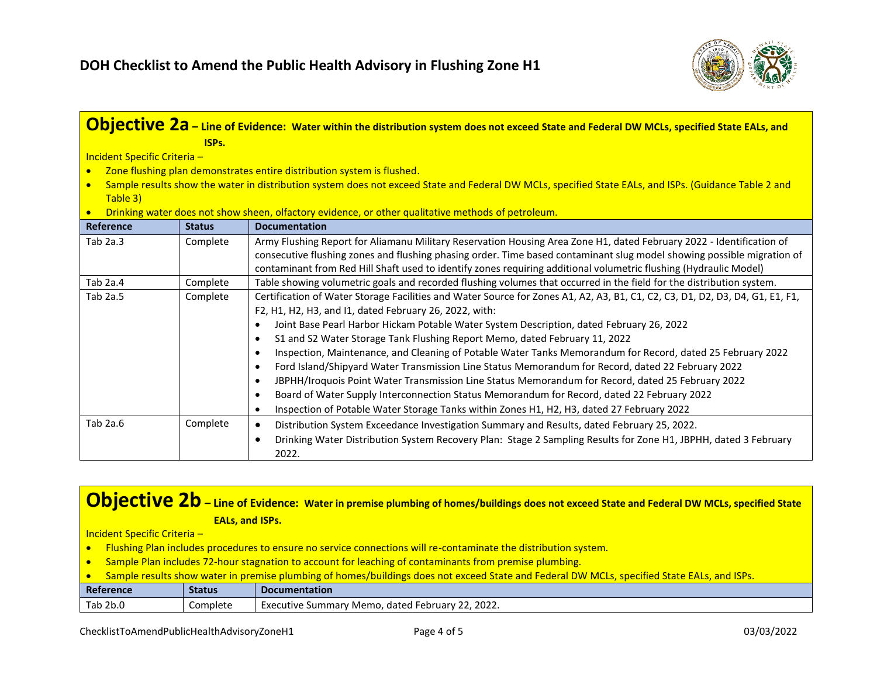## Objective 2a – Line of Evidence: Water within the distribution system does not exceed State and Federal DW MCLs, specified State EALs, and ISPs.

Incident Specific Criteria –

- Zone flushing plan demonstrates entire distribution system is flushed.
- Sample results show the water in distribution system does not exceed State and Federal DW MCLs, specified State EALs, and ISPs. (Guidance Table 2 and Table 3)
- Drinking water does not show sheen, olfactory evidence, or other qualitative methods of petroleum.

| Reference | Status | Documentation |
|---|---|---|
| Tab 2a.3 | Complete | Army Flushing Report for Aliamanu Military Reservation Housing Area Zone H1, dated February 2022 - Identification of consecutive flushing zones and flushing phasing order. Time based contaminant slug model showing possible migration of contaminant from Red Hill Shaft used to identify zones requiring additional volumetric flushing (Hydraulic Model) |
| Tab 2a.4 | Complete | Table showing volumetric goals and recorded flushing volumes that occurred in the field for the distribution system. |
| Tab 2a.5 | Complete | Certification of Water Storage Facilities and Water Source for Zones A1, A2, A3, B1, C1, C2, C3, D1, D2, D3, D4, G1, E1, F1, F2, H1, H2, H3, and I1, dated February 26, 2022, with: • Joint Base Pearl Harbor Hickam Potable Water System Description, dated February 26, 2022 • S1 and S2 Water Storage Tank Flushing Report Memo, dated February 11, 2022 • Inspection, Maintenance, and Cleaning of Potable Water Tanks Memorandum for Record, dated 25 February 2022 • Ford Island/Shipyard Water Transmission Line Status Memorandum for Record, dated 22 February 2022 • JBPHH/Iroquois Point Water Transmission Line Status Memorandum for Record, dated 25 February 2022 • Board of Water Supply Interconnection Status Memorandum for Record, dated 22 February 2022 • Inspection of Potable Water Storage Tanks within Zones H1, H2, H3, dated 27 February 2022 |
| Tab 2a.6 | Complete | • Distribution System Exceedance Investigation Summary and Results, dated February 25, 2022. • Drinking Water Distribution System Recovery Plan: Stage 2 Sampling Results for Zone H1, JBPHH, dated 3 February 2022. |

## Objective 2b – Line of Evidence: Water in premise plumbing of homes/buildings does not exceed State and Federal DW MCLs, specified State EALs, and ISPs.

Incident Specific Criteria –

- Flushing Plan includes procedures to ensure no service connections will re-contaminate the distribution system.
- Sample Plan includes 72-hour stagnation to account for leaching of contaminants from premise plumbing.
- Sample results show water in premise plumbing of homes/buildings does not exceed State and Federal DW MCLs, specified State EALs, and ISPs.

| Reference | Status | Documentation |
|---|---|---|
| Tab 2b.0 | Complete | Executive Summary Memo, dated February 22, 2022. |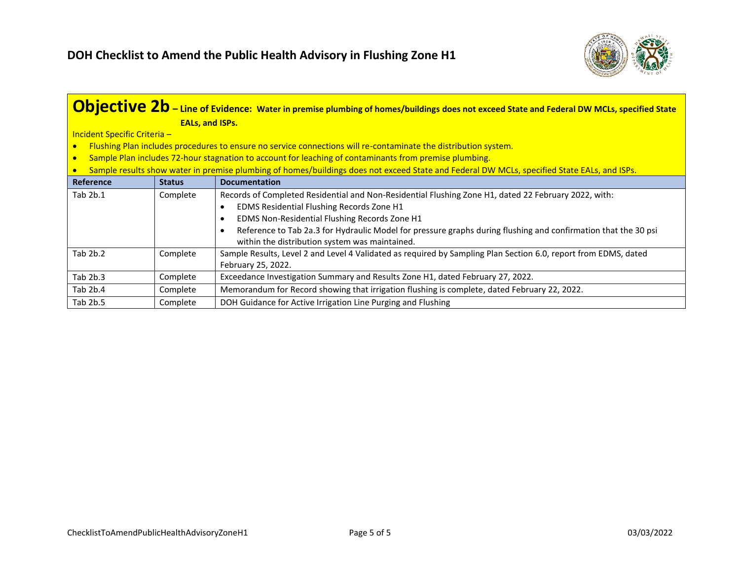## DOH Checklist to Amend the Public Health Advisory in Flushing Zone H1

| **Objective 2b** – Line of Evidence: Water in premise plumbing of homes/buildings does not exceed State and Federal DW MCLs, specified State EALs, and ISPs. | | |
|---|---|---|
| Incident Specific Criteria –<br>• Flushing Plan includes procedures to ensure no service connections will re-contaminate the distribution system.<br>• Sample Plan includes 72-hour stagnation to account for leaching of contaminants from premise plumbing.<br>• Sample results show water in premise plumbing of homes/buildings does not exceed State and Federal DW MCLs, specified State EALs, and ISPs. | | |
| **Reference** | **Status** | **Documentation** |
| Tab 2b.1 | Complete | Records of Completed Residential and Non-Residential Flushing Zone H1, dated 22 February 2022, with:<br>• EDMS Residential Flushing Records Zone H1<br>• EDMS Non-Residential Flushing Records Zone H1<br>• Reference to Tab 2a.3 for Hydraulic Model for pressure graphs during flushing and confirmation that the 30 psi within the distribution system was maintained. |
| Tab 2b.2 | Complete | Sample Results, Level 2 and Level 4 Validated as required by Sampling Plan Section 6.0, report from EDMS, dated February 25, 2022. |
| Tab 2b.3 | Complete | Exceedance Investigation Summary and Results Zone H1, dated February 27, 2022. |
| Tab 2b.4 | Complete | Memorandum for Record showing that irrigation flushing is complete, dated February 22, 2022. |
| Tab 2b.5 | Complete | DOH Guidance for Active Irrigation Line Purging and Flushing |